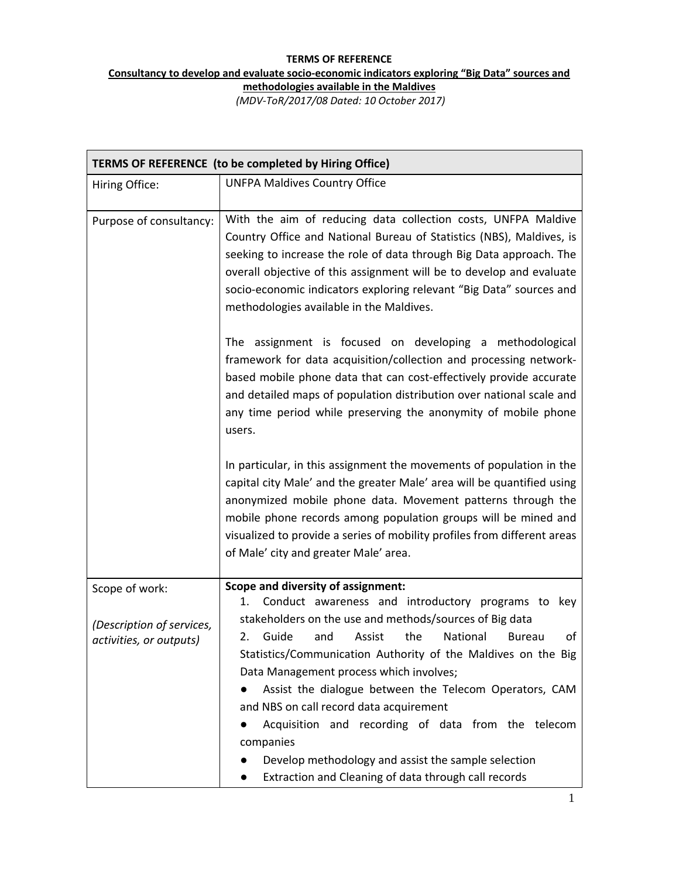**TERMS OF REFERENCE**

**Consultancy to develop and evaluate socio-economic indicators exploring "Big Data" sources and methodologies available in the Maldives**

*(MDV-ToR/2017/08 Dated: 10 October 2017)*

| **TERMS OF REFERENCE (to be completed by Hiring Office)** | |
|---|---|
| Hiring Office: | UNFPA Maldives Country Office |
| Purpose of consultancy: | With the aim of reducing data collection costs, UNFPA Maldive Country Office and National Bureau of Statistics (NBS), Maldives, is seeking to increase the role of data through Big Data approach. The overall objective of this assignment will be to develop and evaluate socio-economic indicators exploring relevant "Big Data" sources and methodologies available in the Maldives.<br><br>The assignment is focused on developing a methodological framework for data acquisition/collection and processing network-based mobile phone data that can cost-effectively provide accurate and detailed maps of population distribution over national scale and any time period while preserving the anonymity of mobile phone users.<br><br>In particular, in this assignment the movements of population in the capital city Male' and the greater Male' area will be quantified using anonymized mobile phone data. Movement patterns through the mobile phone records among population groups will be mined and visualized to provide a series of mobility profiles from different areas of Male' city and greater Male' area. |
| Scope of work:<br><br>*(Description of services, activities, or outputs)* | **Scope and diversity of assignment:**<br>1. Conduct awareness and introductory programs to key stakeholders on the use and methods/sources of Big data<br>2. Guide and Assist the National Bureau of Statistics/Communication Authority of the Maldives on the Big Data Management process which involves;<br>● Assist the dialogue between the Telecom Operators, CAM and NBS on call record data acquirement<br>● Acquisition and recording of data from the telecom companies<br>● Develop methodology and assist the sample selection<br>● Extraction and Cleaning of data through call records |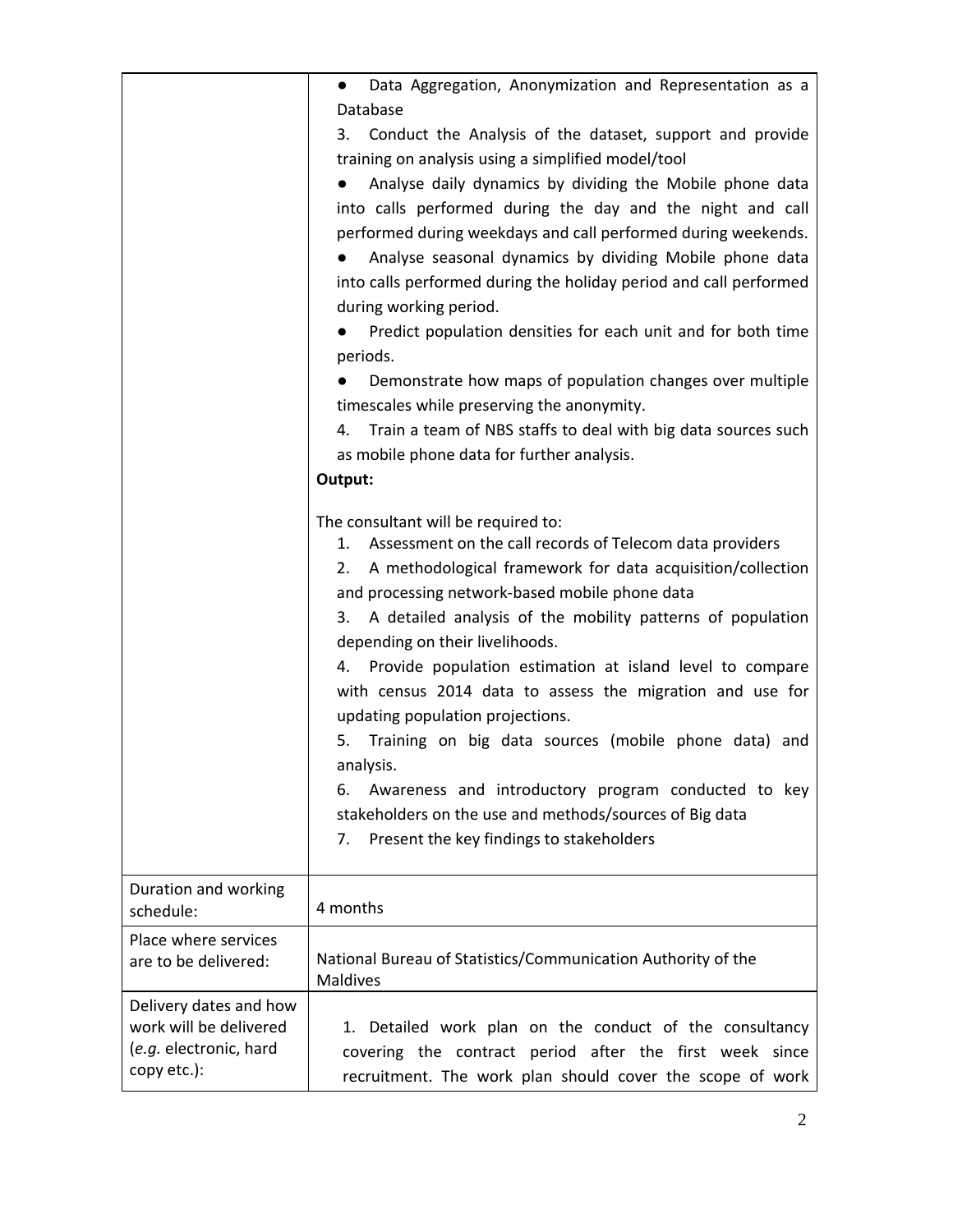| | |
|---|---|
| | ● Data Aggregation, Anonymization and Representation as a Database<br>3. Conduct the Analysis of the dataset, support and provide training on analysis using a simplified model/tool<br>● Analyse daily dynamics by dividing the Mobile phone data into calls performed during the day and the night and call performed during weekdays and call performed during weekends.<br>● Analyse seasonal dynamics by dividing Mobile phone data into calls performed during the holiday period and call performed during working period.<br>● Predict population densities for each unit and for both time periods.<br>● Demonstrate how maps of population changes over multiple timescales while preserving the anonymity.<br>4. Train a team of NBS staffs to deal with big data sources such as mobile phone data for further analysis.<br>**Output:**<br><br>The consultant will be required to:<br>1. Assessment on the call records of Telecom data providers<br>2. A methodological framework for data acquisition/collection and processing network-based mobile phone data<br>3. A detailed analysis of the mobility patterns of population depending on their livelihoods.<br>4. Provide population estimation at island level to compare with census 2014 data to assess the migration and use for updating population projections.<br>5. Training on big data sources (mobile phone data) and analysis.<br>6. Awareness and introductory program conducted to key stakeholders on the use and methods/sources of Big data<br>7. Present the key findings to stakeholders |
| Duration and working schedule: | 4 months |
| Place where services are to be delivered: | National Bureau of Statistics/Communication Authority of the Maldives |
| Delivery dates and how work will be delivered (*e.g.* electronic, hard copy etc.): | 1. Detailed work plan on the conduct of the consultancy covering the contract period after the first week since recruitment. The work plan should cover the scope of work |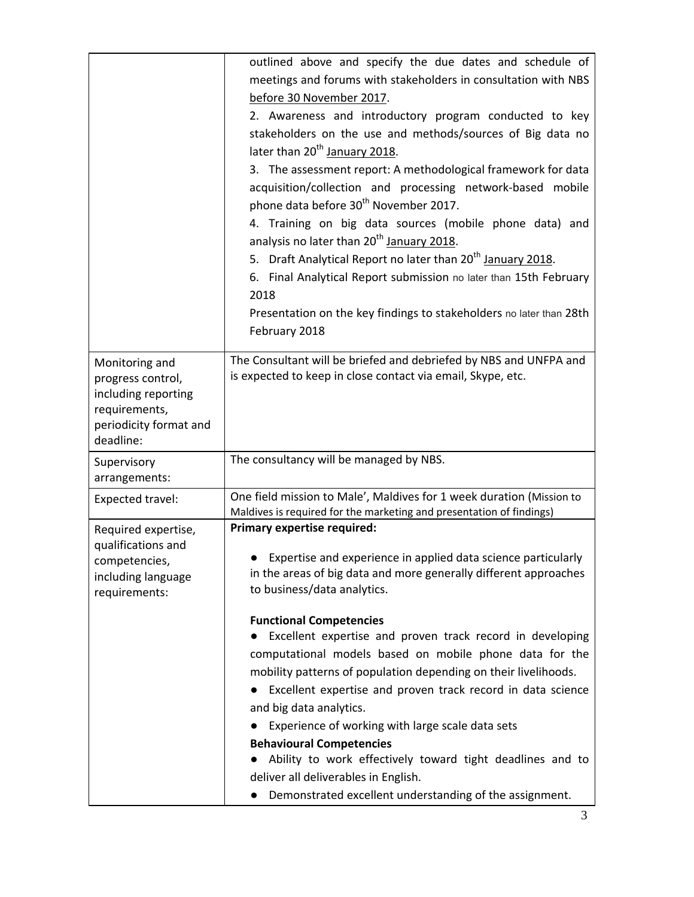| | |
|---|---|
| | outlined above and specify the due dates and schedule of meetings and forums with stakeholders in consultation with NBS before 30 November 2017.<br>2. Awareness and introductory program conducted to key stakeholders on the use and methods/sources of Big data no later than 20th January 2018.<br>3. The assessment report: A methodological framework for data acquisition/collection and processing network-based mobile phone data before 30th November 2017.<br>4. Training on big data sources (mobile phone data) and analysis no later than 20th January 2018.<br>5. Draft Analytical Report no later than 20th January 2018.<br>6. Final Analytical Report submission no later than 15th February 2018<br>Presentation on the key findings to stakeholders no later than 28th February 2018 |
| Monitoring and progress control, including reporting requirements, periodicity format and deadline: | The Consultant will be briefed and debriefed by NBS and UNFPA and is expected to keep in close contact via email, Skype, etc. |
| Supervisory arrangements: | The consultancy will be managed by NBS. |
| Expected travel: | One field mission to Male', Maldives for 1 week duration (Mission to Maldives is required for the marketing and presentation of findings) |
| Required expertise, qualifications and competencies, including language requirements: | **Primary expertise required:**<br>● Expertise and experience in applied data science particularly in the areas of big data and more generally different approaches to business/data analytics.<br>**Functional Competencies**<br>● Excellent expertise and proven track record in developing computational models based on mobile phone data for the mobility patterns of population depending on their livelihoods.<br>● Excellent expertise and proven track record in data science and big data analytics.<br>● Experience of working with large scale data sets<br>**Behavioural Competencies**<br>● Ability to work effectively toward tight deadlines and to deliver all deliverables in English.<br>● Demonstrated excellent understanding of the assignment. |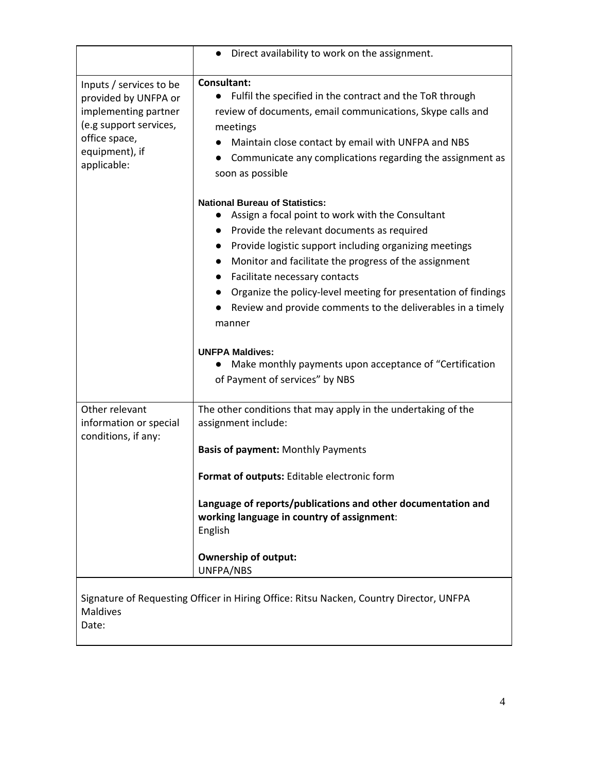| | |
|---|---|
| | ● Direct availability to work on the assignment. |
| Inputs / services to be provided by UNFPA or implementing partner (e.g support services, office space, equipment), if applicable: | **Consultant:**<br>● Fulfil the specified in the contract and the ToR through review of documents, email communications, Skype calls and meetings<br>● Maintain close contact by email with UNFPA and NBS<br>● Communicate any complications regarding the assignment as soon as possible<br><br>**National Bureau of Statistics:**<br>● Assign a focal point to work with the Consultant<br>● Provide the relevant documents as required<br>● Provide logistic support including organizing meetings<br>● Monitor and facilitate the progress of the assignment<br>● Facilitate necessary contacts<br>● Organize the policy-level meeting for presentation of findings<br>● Review and provide comments to the deliverables in a timely manner<br><br>**UNFPA Maldives:**<br>● Make monthly payments upon acceptance of "Certification of Payment of services" by NBS |
| Other relevant information or special conditions, if any: | The other conditions that may apply in the undertaking of the assignment include:<br><br>**Basis of payment:** Monthly Payments<br><br>**Format of outputs:** Editable electronic form<br><br>**Language of reports/publications and other documentation and working language in country of assignment**:<br>English<br><br>**Ownership of output:**<br>UNFPA/NBS |

Signature of Requesting Officer in Hiring Office: Ritsu Nacken, Country Director, UNFPA Maldives

Date: